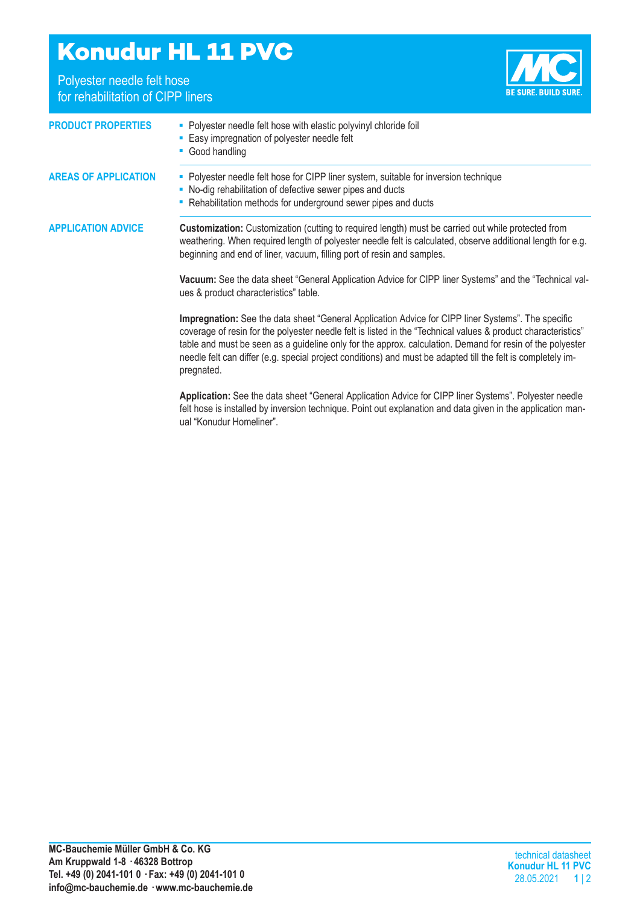# Konudur HL 11 PVC

Polyester needle felt hose
for rehabilitation of CIPP liners

BE SURE. BUILD SURE.

## PRODUCT PROPERTIES

- Polyester needle felt hose with elastic polyvinyl chloride foil
- Easy impregnation of polyester needle felt
- Good handling

## AREAS OF APPLICATION

- Polyester needle felt hose for CIPP liner system, suitable for inversion technique
- No-dig rehabilitation of defective sewer pipes and ducts
- Rehabilitation methods for underground sewer pipes and ducts

## APPLICATION ADVICE

**Customization:** Customization (cutting to required length) must be carried out while protected from weathering. When required length of polyester needle felt is calculated, observe additional length for e.g. beginning and end of liner, vacuum, filling port of resin and samples.

**Vacuum:** See the data sheet “General Application Advice for CIPP liner Systems” and the “Technical values & product characteristics” table.

**Impregnation:** See the data sheet “General Application Advice for CIPP liner Systems”. The specific coverage of resin for the polyester needle felt is listed in the “Technical values & product characteristics” table and must be seen as a guideline only for the approx. calculation. Demand for resin of the polyester needle felt can differ (e.g. special project conditions) and must be adapted till the felt is completely impregnated.

**Application:** See the data sheet “General Application Advice for CIPP liner Systems”. Polyester needle felt hose is installed by inversion technique. Point out explanation and data given in the application manual “Konudur Homeliner”.

**MC-Bauchemie Müller GmbH & Co. KG**
**Am Kruppwald 1-8 · 46328 Bottrop**
**Tel. +49 (0) 2041-101 0 · Fax: +49 (0) 2041-101 0**
**info@mc-bauchemie.de · www.mc-bauchemie.de**

technical datasheet
**Konudur HL 11 PVC**
28.05.2021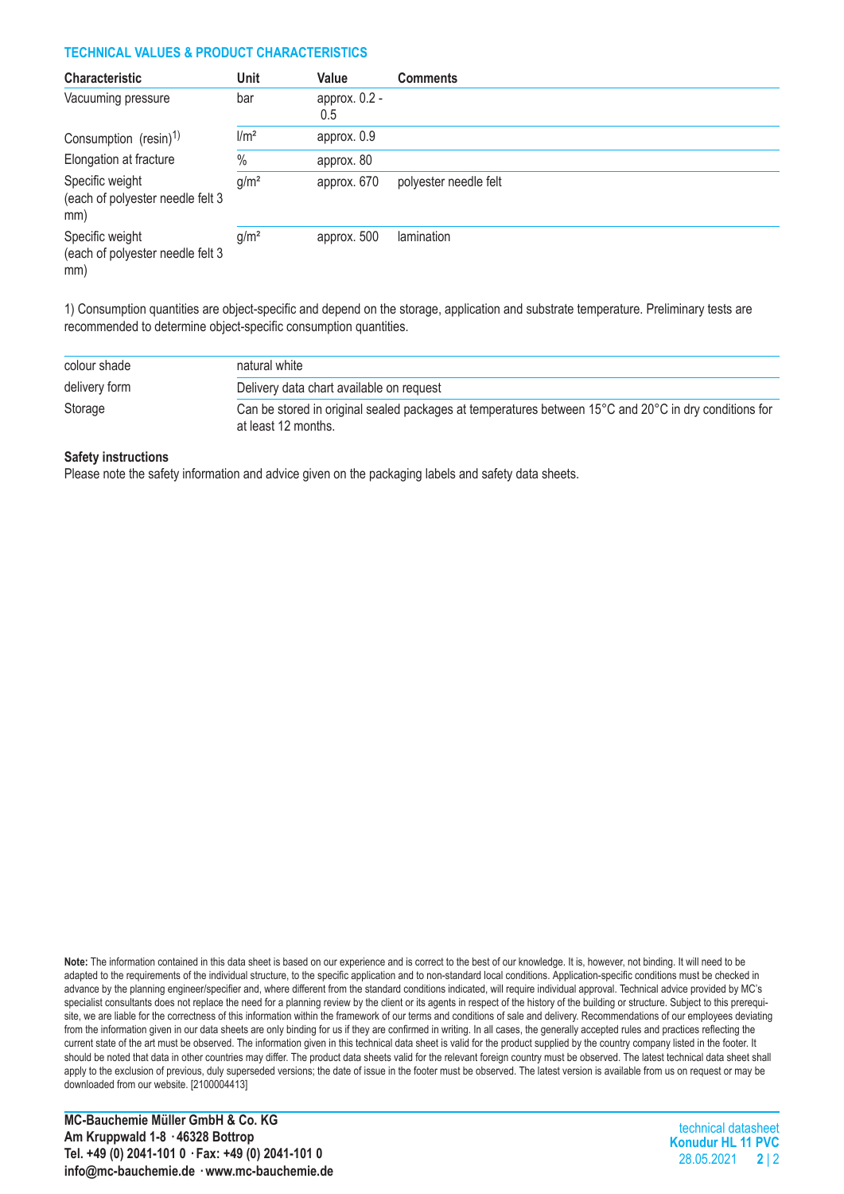## TECHNICAL VALUES & PRODUCT CHARACTERISTICS

| Characteristic | Unit | Value | Comments |
|---|---|---|---|
| Vacuming pressure | bar | approx. 0.2 - 0.5 | |
| Consumption (resin)[1] | l/m² | approx. 0.9 | |
| Elongation at fracture | % | approx. 80 | |
| Specific weight (each of polyester needle felt 3 mm) | g/m² | approx. 670 | polyester needle felt |
| Specific weight (each of polyester needle felt 3 mm) | g/m² | approx. 500 | lamination |

1) Consumption quantities are object-specific and depend on the storage, application and substrate temperature. Preliminary tests are recommended to determine object-specific consumption quantities.

| | |
|---|---|
| colour shade | natural white |
| delivery form | Delivery data chart available on request |
| Storage | Can be stored in original sealed packages at temperatures between 15°C and 20°C in dry conditions for at least 12 months. |

**Safety instructions**

Please note the safety information and advice given on the packaging labels and safety data sheets.

**Note:** The information contained in this data sheet is based on our experience and is correct to the best of our knowledge. It is, however, not binding. It will need to be adapted to the requirements of the individual structure, to the specific application and to non-standard local conditions. Application-specific conditions must be checked in advance by the planning engineer/specifier and, where different from the standard conditions indicated, will require individual approval. Technical advice provided by MC's specialist consultants does not replace the need for a planning review by the client or its agents in respect of the history of the building or structure. Subject to this prerequisite, we are liable for the correctness of this information within the framework of our terms and conditions of sale and delivery. Recommendations of our employees deviating from the information given in our data sheets are only binding for us if they are confirmed in writing. In all cases, the generally accepted rules and practices reflecting the current state of the art must be observed. The information given in this technical data sheet is valid for the product supplied by the country company listed in the footer. It should be noted that data in other countries may differ. The product data sheets valid for the relevant foreign country must be observed. The latest technical data sheet shall apply to the exclusion of previous, duly superseded versions; the date of issue in the footer must be observed. The latest version is available from us on request or may be downloaded from our website. [2100004413]

**MC-Bauchemie Müller GmbH & Co. KG**
**Am Kruppwald 1-8 · 46328 Bottrop**
**Tel. +49 (0) 2041-101 0 · Fax: +49 (0) 2041-101 0**
**info@mc-bauchemie.de · www.mc-bauchemie.de**

technical datasheet
**Konudur HL 11 PVC**
28.05.2021